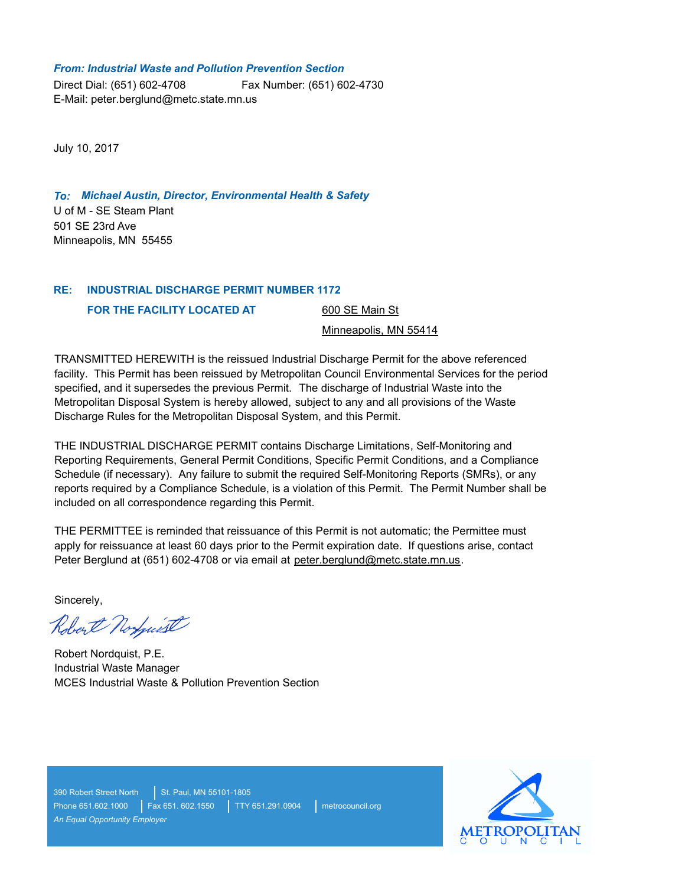***From: Industrial Waste and Pollution Prevention Section***

Direct Dial: (651) 602-4708    Fax Number: (651) 602-4730
E-Mail: peter.berglund@metc.state.mn.us

July 10, 2017

***To: Michael Austin, Director, Environmental Health & Safety***
U of M - SE Steam Plant
501 SE 23rd Ave
Minneapolis, MN 55455

**RE: INDUSTRIAL DISCHARGE PERMIT NUMBER 1172**

**FOR THE FACILITY LOCATED AT** 600 SE Main St
Minneapolis, MN 55414

TRANSMITTED HEREWITH is the reissued Industrial Discharge Permit for the above referenced facility. This Permit has been reissued by Metropolitan Council Environmental Services for the period specified, and it supersedes the previous Permit. The discharge of Industrial Waste into the Metropolitan Disposal System is hereby allowed, subject to any and all provisions of the Waste Discharge Rules for the Metropolitan Disposal System, and this Permit.

THE INDUSTRIAL DISCHARGE PERMIT contains Discharge Limitations, Self-Monitoring and Reporting Requirements, General Permit Conditions, Specific Permit Conditions, and a Compliance Schedule (if necessary). Any failure to submit the required Self-Monitoring Reports (SMRs), or any reports required by a Compliance Schedule, is a violation of this Permit. The Permit Number shall be included on all correspondence regarding this Permit.

THE PERMITTEE is reminded that reissuance of this Permit is not automatic; the Permittee must apply for reissuance at least 60 days prior to the Permit expiration date. If questions arise, contact Peter Berglund at (651) 602-4708 or via email at peter.berglund@metc.state.mn.us.

Sincerely,

Robert Nordquist

Robert Nordquist, P.E.
Industrial Waste Manager
MCES Industrial Waste & Pollution Prevention Section

390 Robert Street North | St. Paul, MN 55101-1805
Phone 651.602.1000 | Fax 651. 602.1550 | TTY 651.291.0904 | metrocouncil.org
*An Equal Opportunity Employer*

METROPOLITAN COUNCIL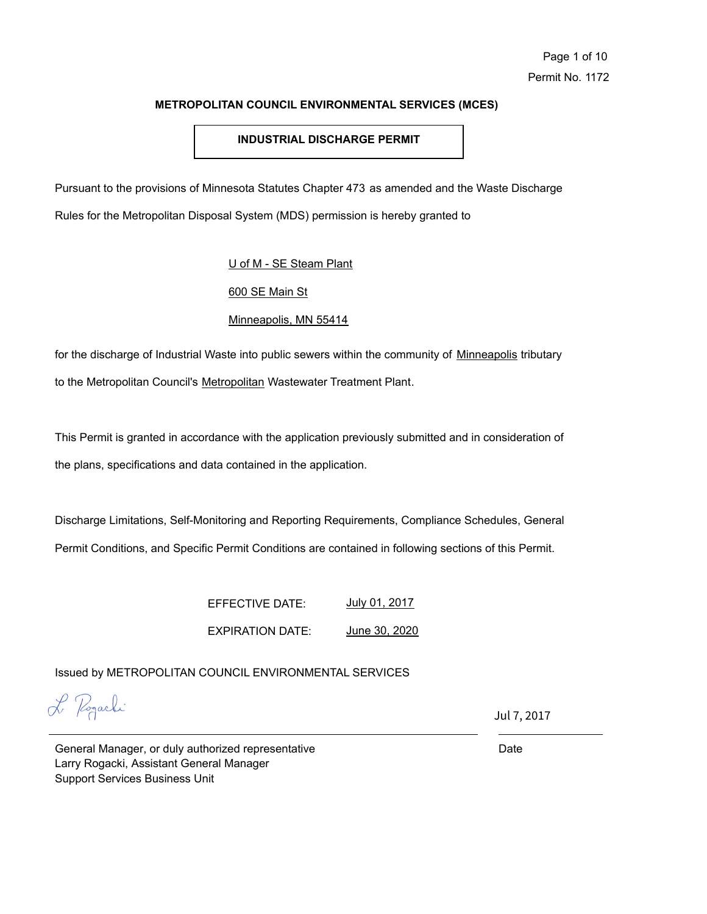Permit No. 1172

**METROPOLITAN COUNCIL ENVIRONMENTAL SERVICES (MCES)**

**INDUSTRIAL DISCHARGE PERMIT**

Pursuant to the provisions of Minnesota Statutes Chapter 473 as amended and the Waste Discharge Rules for the Metropolitan Disposal System (MDS) permission is hereby granted to

U of M - SE Steam Plant

600 SE Main St

Minneapolis, MN 55414

for the discharge of Industrial Waste into public sewers within the community of Minneapolis tributary to the Metropolitan Council's Metropolitan Wastewater Treatment Plant.

This Permit is granted in accordance with the application previously submitted and in consideration of the plans, specifications and data contained in the application.

Discharge Limitations, Self-Monitoring and Reporting Requirements, Compliance Schedules, General Permit Conditions, and Specific Permit Conditions are contained in following sections of this Permit.

EFFECTIVE DATE: July 01, 2017

EXPIRATION DATE: June 30, 2020

Issued by METROPOLITAN COUNCIL ENVIRONMENTAL SERVICES

L. Rogacki

General Manager, or duly authorized representative
Larry Rogacki, Assistant General Manager
Support Services Business Unit

Jul 7, 2017

Date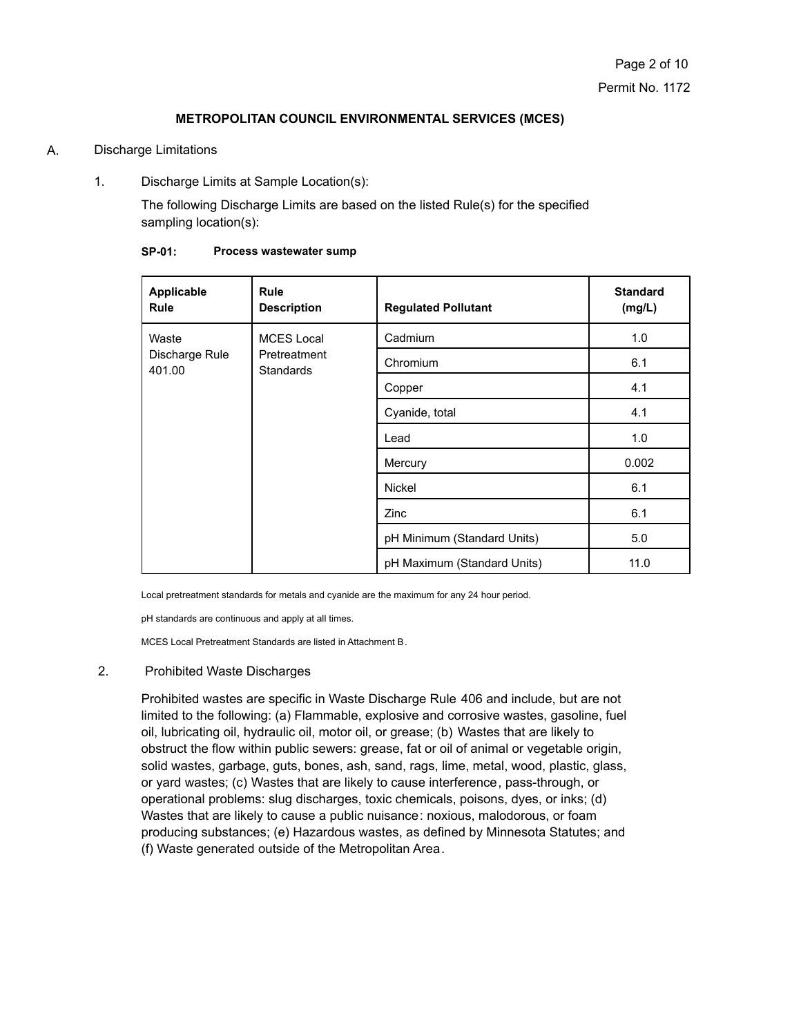## METROPOLITAN COUNCIL ENVIRONMENTAL SERVICES (MCES)

A. Discharge Limitations

1. Discharge Limits at Sample Location(s):

   The following Discharge Limits are based on the listed Rule(s) for the specified sampling location(s):

**SP-01: Process wastewater sump**

| Applicable Rule | Rule Description | Regulated Pollutant | Standard (mg/L) |
|---|---|---|---|
| Waste Discharge Rule 401.00 | MCES Local Pretreatment Standards | Cadmium | 1.0 |
| | | Chromium | 6.1 |
| | | Copper | 4.1 |
| | | Cyanide, total | 4.1 |
| | | Lead | 1.0 |
| | | Mercury | 0.002 |
| | | Nickel | 6.1 |
| | | Zinc | 6.1 |
| | | pH Minimum (Standard Units) | 5.0 |
| | | pH Maximum (Standard Units) | 11.0 |

Local pretreatment standards for metals and cyanide are the maximum for any 24 hour period.

pH standards are continuous and apply at all times.

MCES Local Pretreatment Standards are listed in Attachment B.

2. Prohibited Waste Discharges

   Prohibited wastes are specific in Waste Discharge Rule 406 and include, but are not limited to the following: (a) Flammable, explosive and corrosive wastes, gasoline, fuel oil, lubricating oil, hydraulic oil, motor oil, or grease; (b) Wastes that are likely to obstruct the flow within public sewers: grease, fat or oil of animal or vegetable origin, solid wastes, garbage, guts, bones, ash, sand, rags, lime, metal, wood, plastic, glass, or yard wastes; (c) Wastes that are likely to cause interference, pass-through, or operational problems: slug discharges, toxic chemicals, poisons, dyes, or inks; (d) Wastes that are likely to cause a public nuisance: noxious, malodorous, or foam producing substances; (e) Hazardous wastes, as defined by Minnesota Statutes; and (f) Waste generated outside of the Metropolitan Area.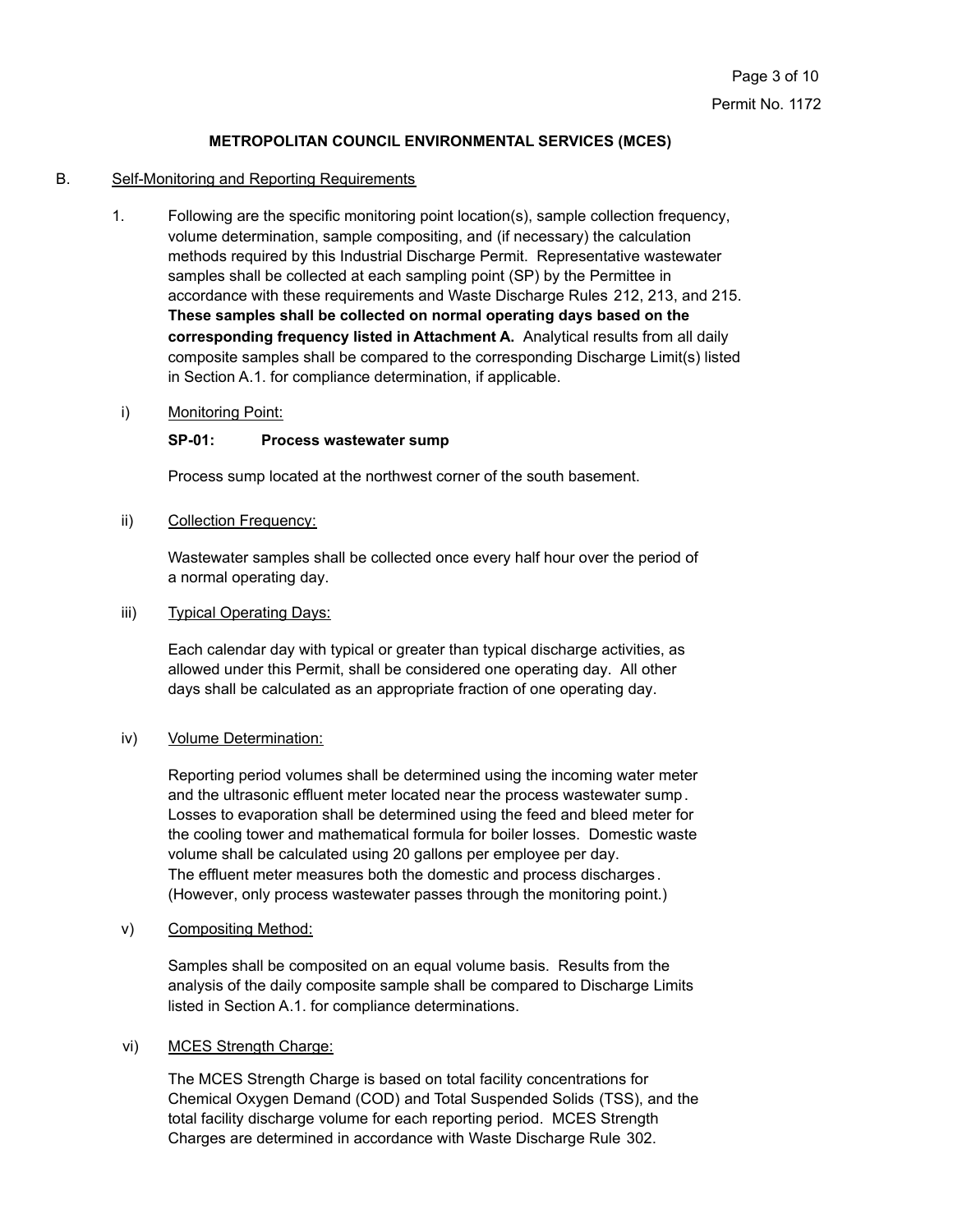**METROPOLITAN COUNCIL ENVIRONMENTAL SERVICES (MCES)**

B. Self-Monitoring and Reporting Requirements

1. Following are the specific monitoring point location(s), sample collection frequency, volume determination, sample compositing, and (if necessary) the calculation methods required by this Industrial Discharge Permit. Representative wastewater samples shall be collected at each sampling point (SP) by the Permittee in accordance with these requirements and Waste Discharge Rules 212, 213, and 215. **These samples shall be collected on normal operating days based on the corresponding frequency listed in Attachment A.** Analytical results from all daily composite samples shall be compared to the corresponding Discharge Limit(s) listed in Section A.1. for compliance determination, if applicable.

i) Monitoring Point:

**SP-01: Process wastewater sump**

Process sump located at the northwest corner of the south basement.

ii) Collection Frequency:

Wastewater samples shall be collected once every half hour over the period of a normal operating day.

iii) Typical Operating Days:

Each calendar day with typical or greater than typical discharge activities, as allowed under this Permit, shall be considered one operating day. All other days shall be calculated as an appropriate fraction of one operating day.

iv) Volume Determination:

Reporting period volumes shall be determined using the incoming water meter and the ultrasonic effluent meter located near the process wastewater sump. Losses to evaporation shall be determined using the feed and bleed meter for the cooling tower and mathematical formula for boiler losses. Domestic waste volume shall be calculated using 20 gallons per employee per day. The effluent meter measures both the domestic and process discharges. (However, only process wastewater passes through the monitoring point.)

v) Compositing Method:

Samples shall be composited on an equal volume basis. Results from the analysis of the daily composite sample shall be compared to Discharge Limits listed in Section A.1. for compliance determinations.

vi) MCES Strength Charge:

The MCES Strength Charge is based on total facility concentrations for Chemical Oxygen Demand (COD) and Total Suspended Solids (TSS), and the total facility discharge volume for each reporting period. MCES Strength Charges are determined in accordance with Waste Discharge Rule 302.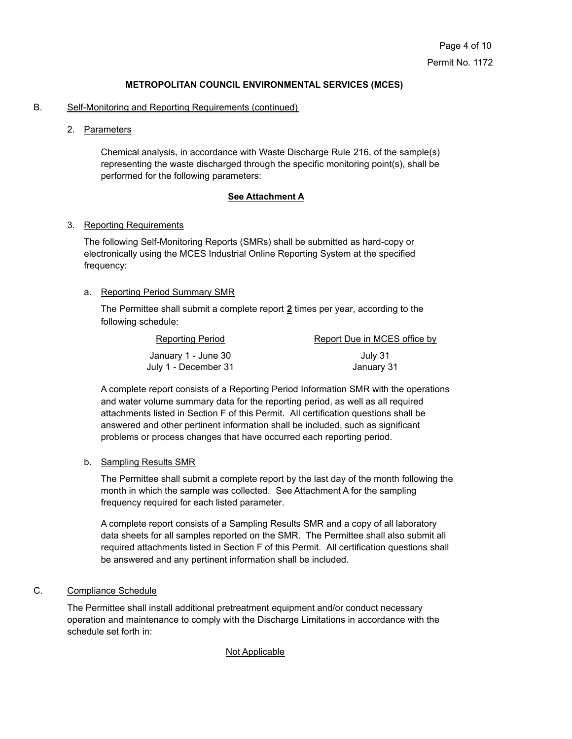**METROPOLITAN COUNCIL ENVIRONMENTAL SERVICES (MCES)**

B. Self-Monitoring and Reporting Requirements (continued)

2. Parameters

   Chemical analysis, in accordance with Waste Discharge Rule 216, of the sample(s) representing the waste discharged through the specific monitoring point(s), shall be performed for the following parameters:

   **See Attachment A**

3. Reporting Requirements

   The following Self-Monitoring Reports (SMRs) shall be submitted as hard-copy or electronically using the MCES Industrial Online Reporting System at the specified frequency:

   a. Reporting Period Summary SMR

      The Permittee shall submit a complete report **2** times per year, according to the following schedule:

| Reporting Period | Report Due in MCES office by |
|---|---|
| January 1 - June 30 | July 31 |
| July 1 - December 31 | January 31 |

      A complete report consists of a Reporting Period Information SMR with the operations and water volume summary data for the reporting period, as well as all required attachments listed in Section F of this Permit. All certification questions shall be answered and other pertinent information shall be included, such as significant problems or process changes that have occurred each reporting period.

   b. Sampling Results SMR

      The Permittee shall submit a complete report by the last day of the month following the month in which the sample was collected. See Attachment A for the sampling frequency required for each listed parameter.

      A complete report consists of a Sampling Results SMR and a copy of all laboratory data sheets for all samples reported on the SMR. The Permittee shall also submit all required attachments listed in Section F of this Permit. All certification questions shall be answered and any pertinent information shall be included.

C. Compliance Schedule

   The Permittee shall install additional pretreatment equipment and/or conduct necessary operation and maintenance to comply with the Discharge Limitations in accordance with the schedule set forth in:

   Not Applicable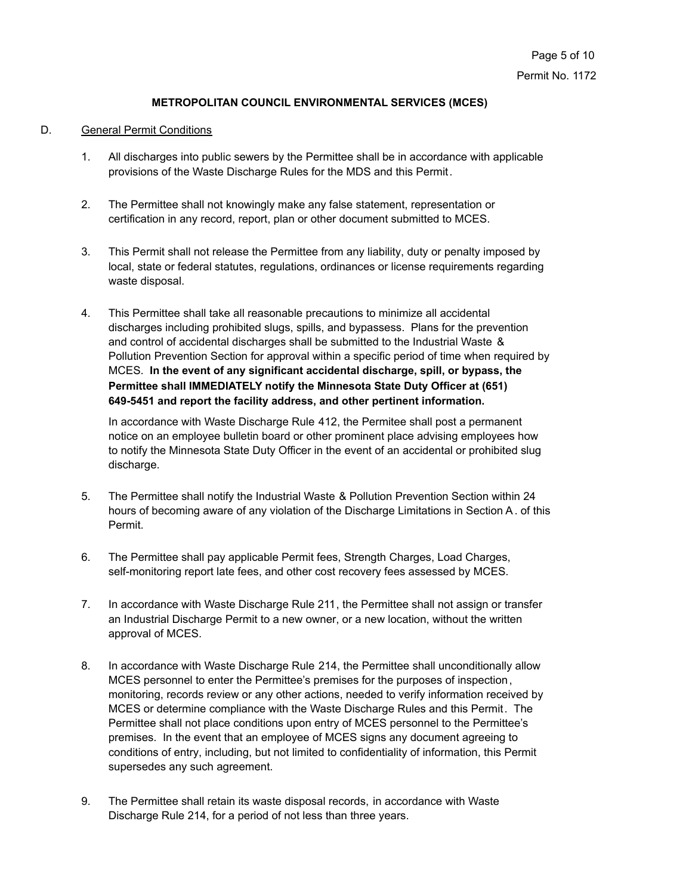**METROPOLITAN COUNCIL ENVIRONMENTAL SERVICES (MCES)**

D. General Permit Conditions

1. All discharges into public sewers by the Permittee shall be in accordance with applicable provisions of the Waste Discharge Rules for the MDS and this Permit.

2. The Permittee shall not knowingly make any false statement, representation or certification in any record, report, plan or other document submitted to MCES.

3. This Permit shall not release the Permittee from any liability, duty or penalty imposed by local, state or federal statutes, regulations, ordinances or license requirements regarding waste disposal.

4. This Permittee shall take all reasonable precautions to minimize all accidental discharges including prohibited slugs, spills, and bypassess. Plans for the prevention and control of accidental discharges shall be submitted to the Industrial Waste & Pollution Prevention Section for approval within a specific period of time when required by MCES. **In the event of any significant accidental discharge, spill, or bypass, the Permittee shall IMMEDIATELY notify the Minnesota State Duty Officer at (651) 649-5451 and report the facility address, and other pertinent information.**

   In accordance with Waste Discharge Rule 412, the Permitee shall post a permanent notice on an employee bulletin board or other prominent place advising employees how to notify the Minnesota State Duty Officer in the event of an accidental or prohibited slug discharge.

5. The Permittee shall notify the Industrial Waste & Pollution Prevention Section within 24 hours of becoming aware of any violation of the Discharge Limitations in Section A. of this Permit.

6. The Permittee shall pay applicable Permit fees, Strength Charges, Load Charges, self-monitoring report late fees, and other cost recovery fees assessed by MCES.

7. In accordance with Waste Discharge Rule 211, the Permittee shall not assign or transfer an Industrial Discharge Permit to a new owner, or a new location, without the written approval of MCES.

8. In accordance with Waste Discharge Rule 214, the Permittee shall unconditionally allow MCES personnel to enter the Permittee's premises for the purposes of inspection, monitoring, records review or any other actions, needed to verify information received by MCES or determine compliance with the Waste Discharge Rules and this Permit. The Permittee shall not place conditions upon entry of MCES personnel to the Permittee's premises. In the event that an employee of MCES signs any document agreeing to conditions of entry, including, but not limited to confidentiality of information, this Permit supersedes any such agreement.

9. The Permittee shall retain its waste disposal records, in accordance with Waste Discharge Rule 214, for a period of not less than three years.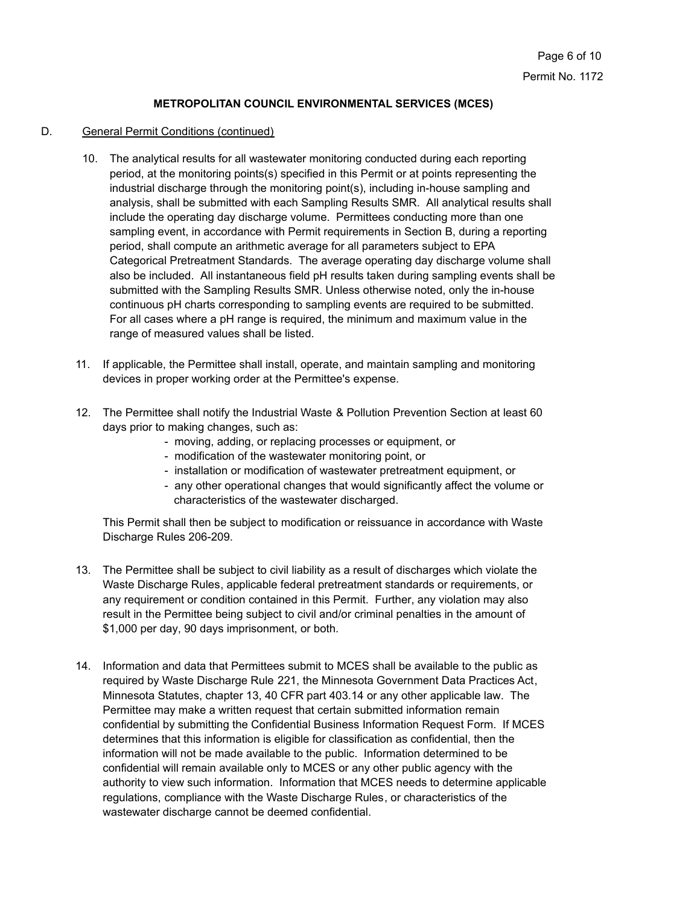**METROPOLITAN COUNCIL ENVIRONMENTAL SERVICES (MCES)**

D. General Permit Conditions (continued)

10. The analytical results for all wastewater monitoring conducted during each reporting period, at the monitoring points(s) specified in this Permit or at points representing the industrial discharge through the monitoring point(s), including in-house sampling and analysis, shall be submitted with each Sampling Results SMR. All analytical results shall include the operating day discharge volume. Permittees conducting more than one sampling event, in accordance with Permit requirements in Section B, during a reporting period, shall compute an arithmetic average for all parameters subject to EPA Categorical Pretreatment Standards. The average operating day discharge volume shall also be included. All instantaneous field pH results taken during sampling events shall be submitted with the Sampling Results SMR. Unless otherwise noted, only the in-house continuous pH charts corresponding to sampling events are required to be submitted. For all cases where a pH range is required, the minimum and maximum value in the range of measured values shall be listed.

11. If applicable, the Permittee shall install, operate, and maintain sampling and monitoring devices in proper working order at the Permittee's expense.

12. The Permittee shall notify the Industrial Waste & Pollution Prevention Section at least 60 days prior to making changes, such as:
    - moving, adding, or replacing processes or equipment, or
    - modification of the wastewater monitoring point, or
    - installation or modification of wastewater pretreatment equipment, or
    - any other operational changes that would significantly affect the volume or characteristics of the wastewater discharged.

    This Permit shall then be subject to modification or reissuance in accordance with Waste Discharge Rules 206-209.

13. The Permittee shall be subject to civil liability as a result of discharges which violate the Waste Discharge Rules, applicable federal pretreatment standards or requirements, or any requirement or condition contained in this Permit. Further, any violation may also result in the Permittee being subject to civil and/or criminal penalties in the amount of $1,000 per day, 90 days imprisonment, or both.

14. Information and data that Permittees submit to MCES shall be available to the public as required by Waste Discharge Rule 221, the Minnesota Government Data Practices Act, Minnesota Statutes, chapter 13, 40 CFR part 403.14 or any other applicable law. The Permittee may make a written request that certain submitted information remain confidential by submitting the Confidential Business Information Request Form. If MCES determines that this information is eligible for classification as confidential, then the information will not be made available to the public. Information determined to be confidential will remain available only to MCES or any other public agency with the authority to view such information. Information that MCES needs to determine applicable regulations, compliance with the Waste Discharge Rules, or characteristics of the wastewater discharge cannot be deemed confidential.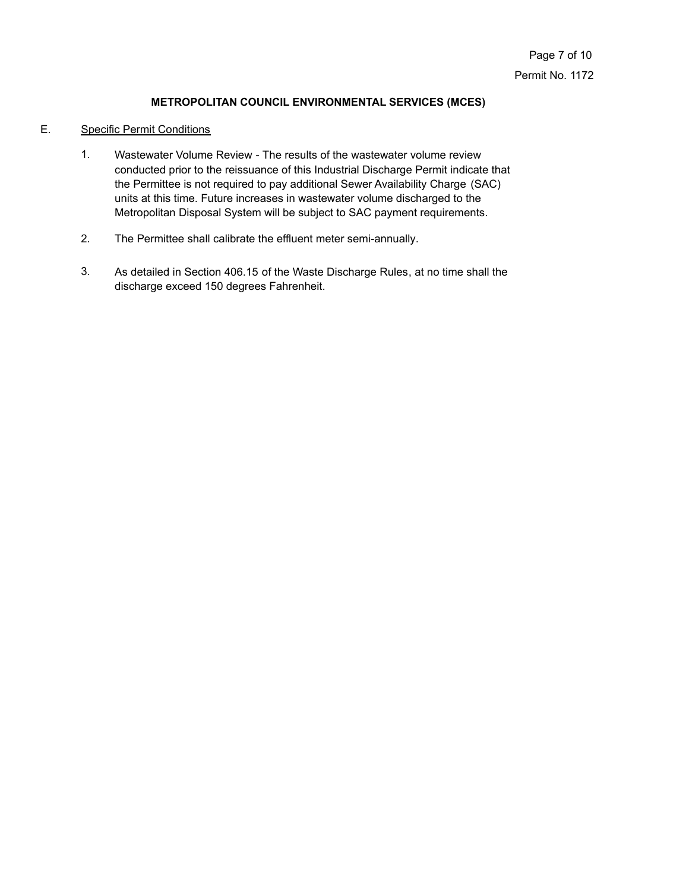**METROPOLITAN COUNCIL ENVIRONMENTAL SERVICES (MCES)**

E. Specific Permit Conditions

1. Wastewater Volume Review - The results of the wastewater volume review conducted prior to the reissuance of this Industrial Discharge Permit indicate that the Permittee is not required to pay additional Sewer Availability Charge (SAC) units at this time. Future increases in wastewater volume discharged to the Metropolitan Disposal System will be subject to SAC payment requirements.

2. The Permittee shall calibrate the effluent meter semi-annually.

3. As detailed in Section 406.15 of the Waste Discharge Rules, at no time shall the discharge exceed 150 degrees Fahrenheit.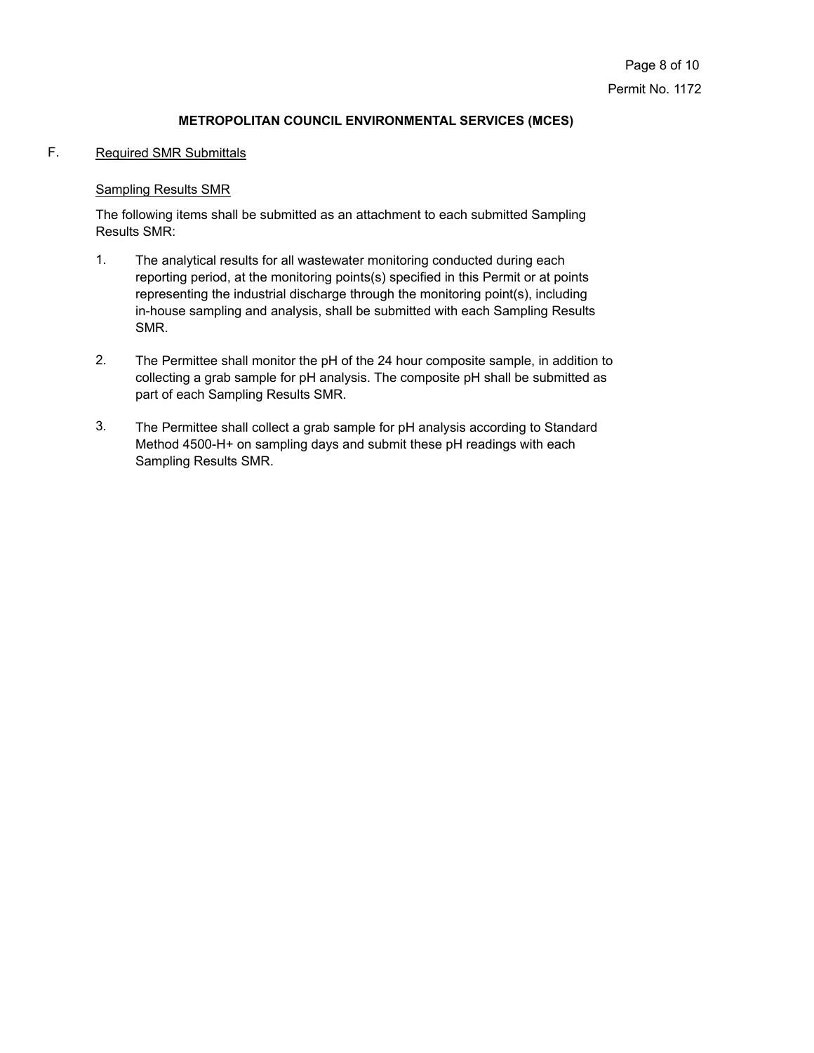**METROPOLITAN COUNCIL ENVIRONMENTAL SERVICES (MCES)**

F. <u>Required SMR Submittals</u>

<u>Sampling Results SMR</u>

The following items shall be submitted as an attachment to each submitted Sampling Results SMR:

1. The analytical results for all wastewater monitoring conducted during each reporting period, at the monitoring points(s) specified in this Permit or at points representing the industrial discharge through the monitoring point(s), including in-house sampling and analysis, shall be submitted with each Sampling Results SMR.

2. The Permittee shall monitor the pH of the 24 hour composite sample, in addition to collecting a grab sample for pH analysis. The composite pH shall be submitted as part of each Sampling Results SMR.

3. The Permittee shall collect a grab sample for pH analysis according to Standard Method 4500-H+ on sampling days and submit these pH readings with each Sampling Results SMR.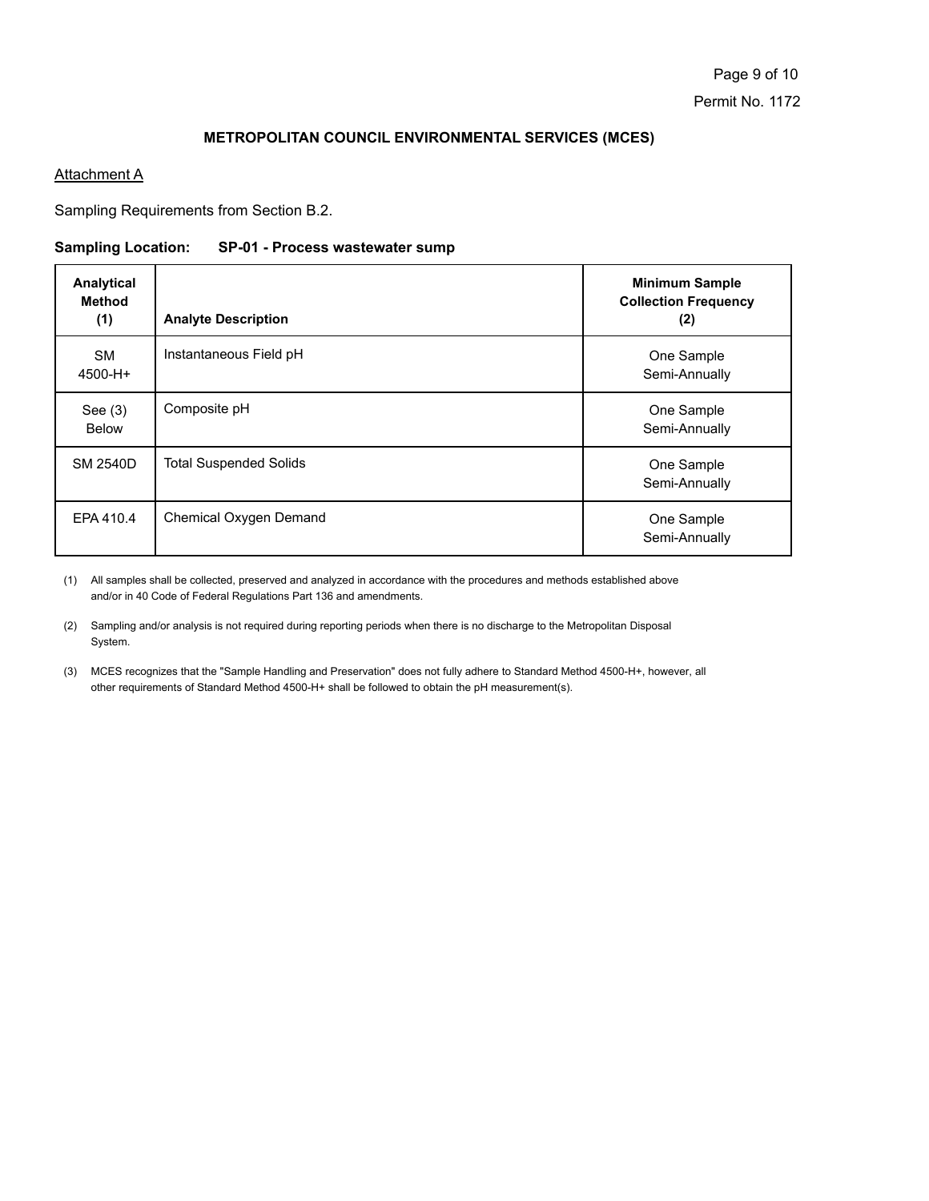**METROPOLITAN COUNCIL ENVIRONMENTAL SERVICES (MCES)**

Attachment A

Sampling Requirements from Section B.2.

**Sampling Location: SP-01 - Process wastewater sump**

| Analytical Method (1) | Analyte Description | Minimum Sample Collection Frequency (2) |
|---|---|---|
| SM 4500-H+ | Instantaneous Field pH | One Sample Semi-Annually |
| See (3) Below | Composite pH | One Sample Semi-Annually |
| SM 2540D | Total Suspended Solids | One Sample Semi-Annually |
| EPA 410.4 | Chemical Oxygen Demand | One Sample Semi-Annually |

(1) All samples shall be collected, preserved and analyzed in accordance with the procedures and methods established above and/or in 40 Code of Federal Regulations Part 136 and amendments.

(2) Sampling and/or analysis is not required during reporting periods when there is no discharge to the Metropolitan Disposal System.

(3) MCES recognizes that the "Sample Handling and Preservation" does not fully adhere to Standard Method 4500-H+, however, all other requirements of Standard Method 4500-H+ shall be followed to obtain the pH measurement(s).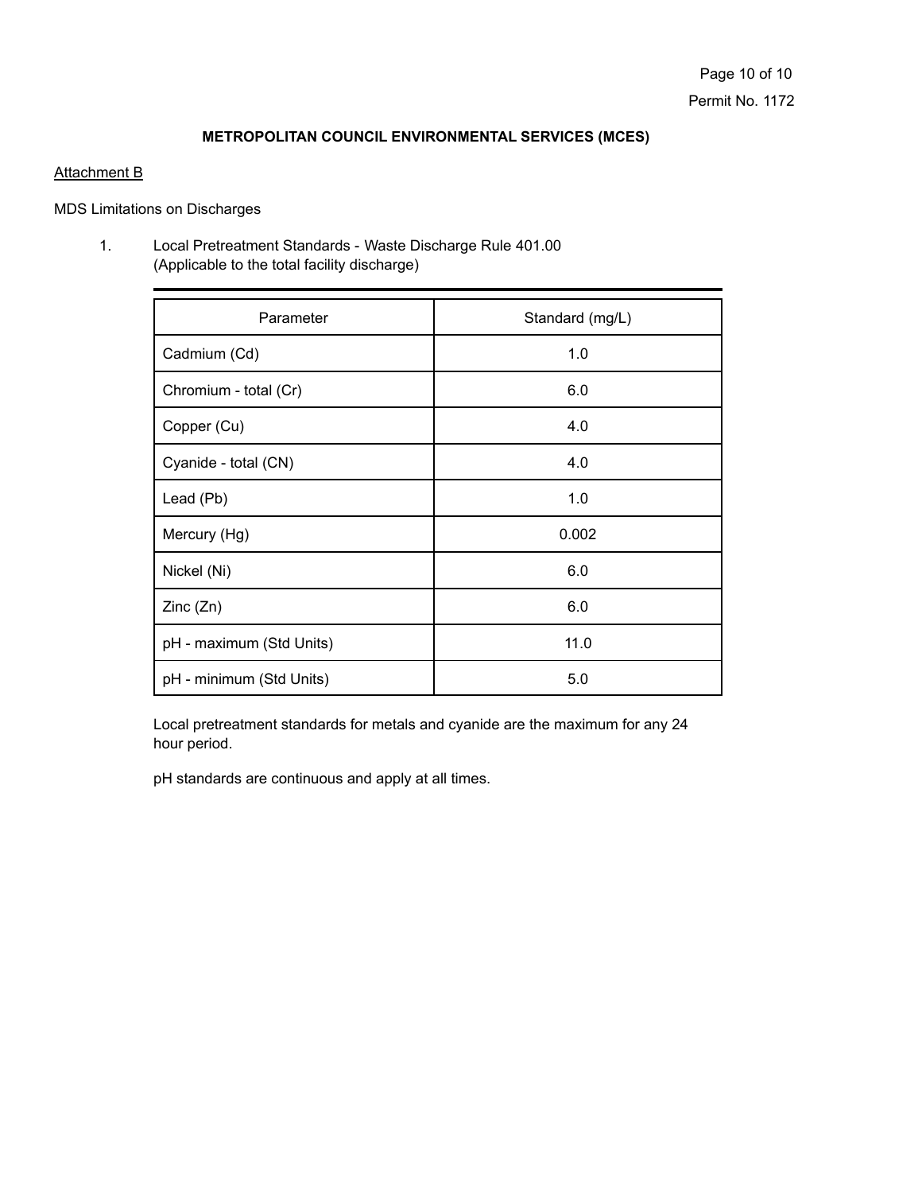**METROPOLITAN COUNCIL ENVIRONMENTAL SERVICES (MCES)**

Attachment B

MDS Limitations on Discharges

1. Local Pretreatment Standards - Waste Discharge Rule 401.00
   (Applicable to the total facility discharge)

| Parameter | Standard (mg/L) |
|---|---|
| Cadmium (Cd) | 1.0 |
| Chromium - total (Cr) | 6.0 |
| Copper (Cu) | 4.0 |
| Cyanide - total (CN) | 4.0 |
| Lead (Pb) | 1.0 |
| Mercury (Hg) | 0.002 |
| Nickel (Ni) | 6.0 |
| Zinc (Zn) | 6.0 |
| pH - maximum (Std Units) | 11.0 |
| pH - minimum (Std Units) | 5.0 |

Local pretreatment standards for metals and cyanide are the maximum for any 24 hour period.

pH standards are continuous and apply at all times.